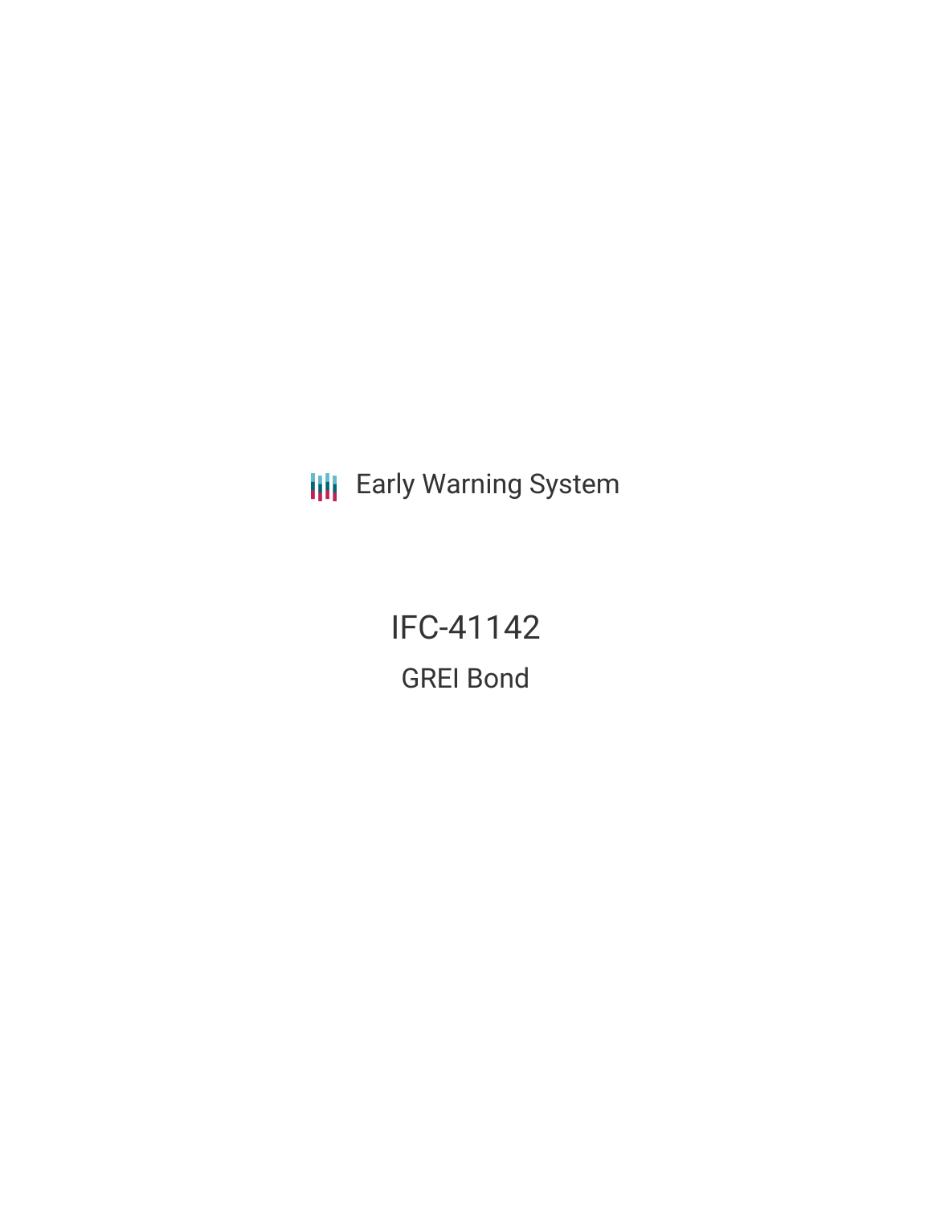Early Warning System

# IFC-41142

## GREI Bond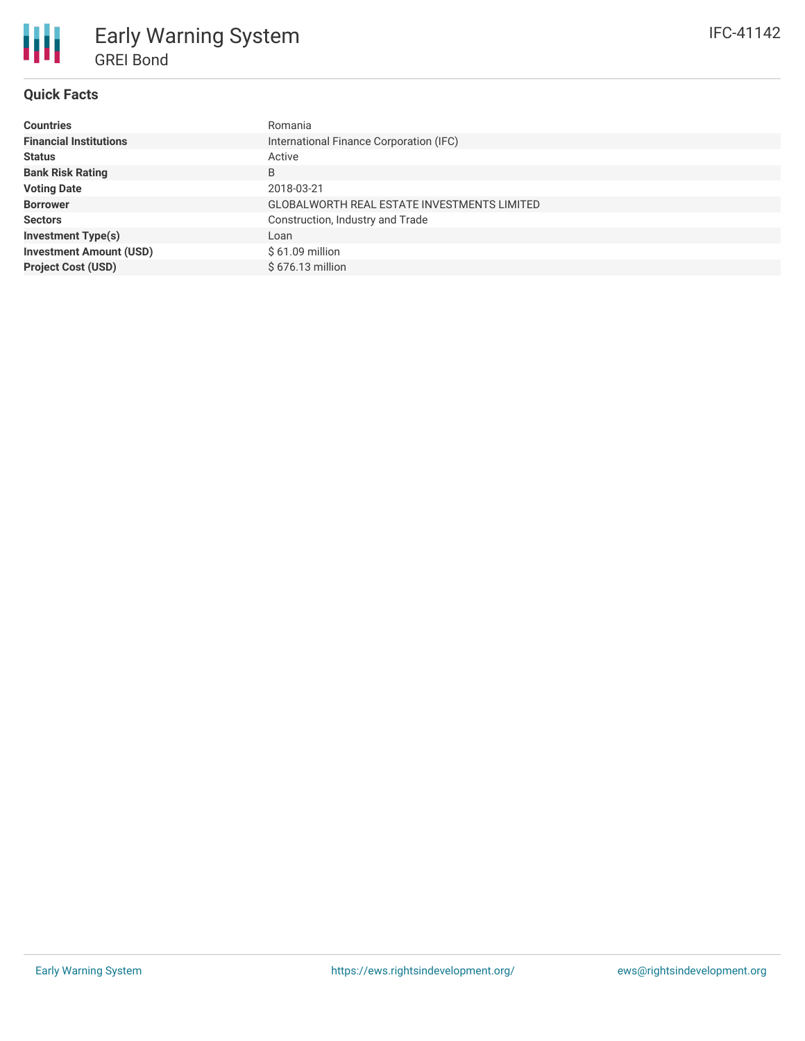# Early Warning System

## GREI Bond

IFC-41142

### Quick Facts

| | |
|---|---|
| **Countries** | Romania |
| **Financial Institutions** | International Finance Corporation (IFC) |
| **Status** | Active |
| **Bank Risk Rating** | B |
| **Voting Date** | 2018-03-21 |
| **Borrower** | GLOBALWORTH REAL ESTATE INVESTMENTS LIMITED |
| **Sectors** | Construction, Industry and Trade |
| **Investment Type(s)** | Loan |
| **Investment Amount (USD)** | $ 61.09 million |
| **Project Cost (USD)** | $ 676.13 million |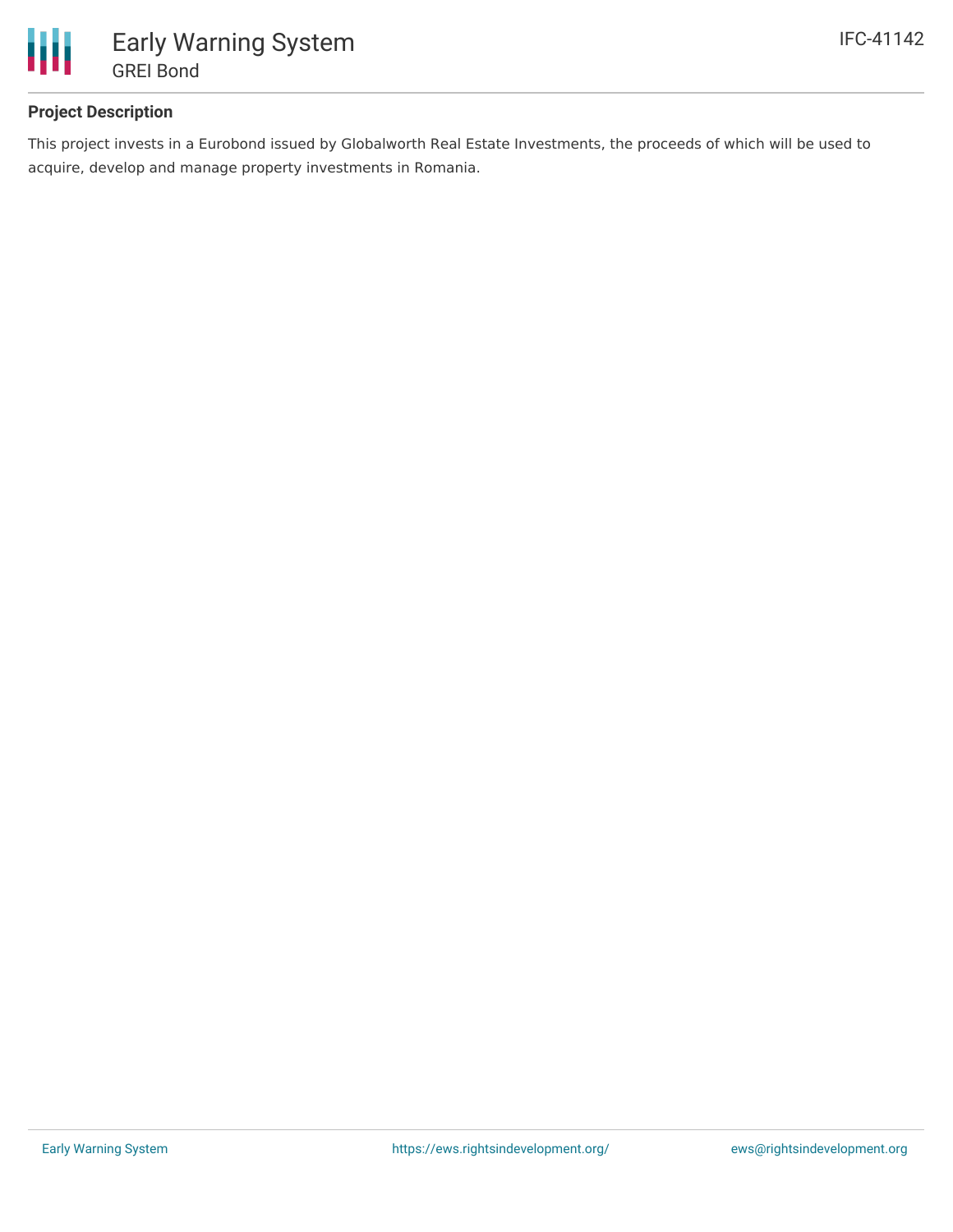### Project Description

This project invests in a Eurobond issued by Globalworth Real Estate Investments, the proceeds of which will be used to acquire, develop and manage property investments in Romania.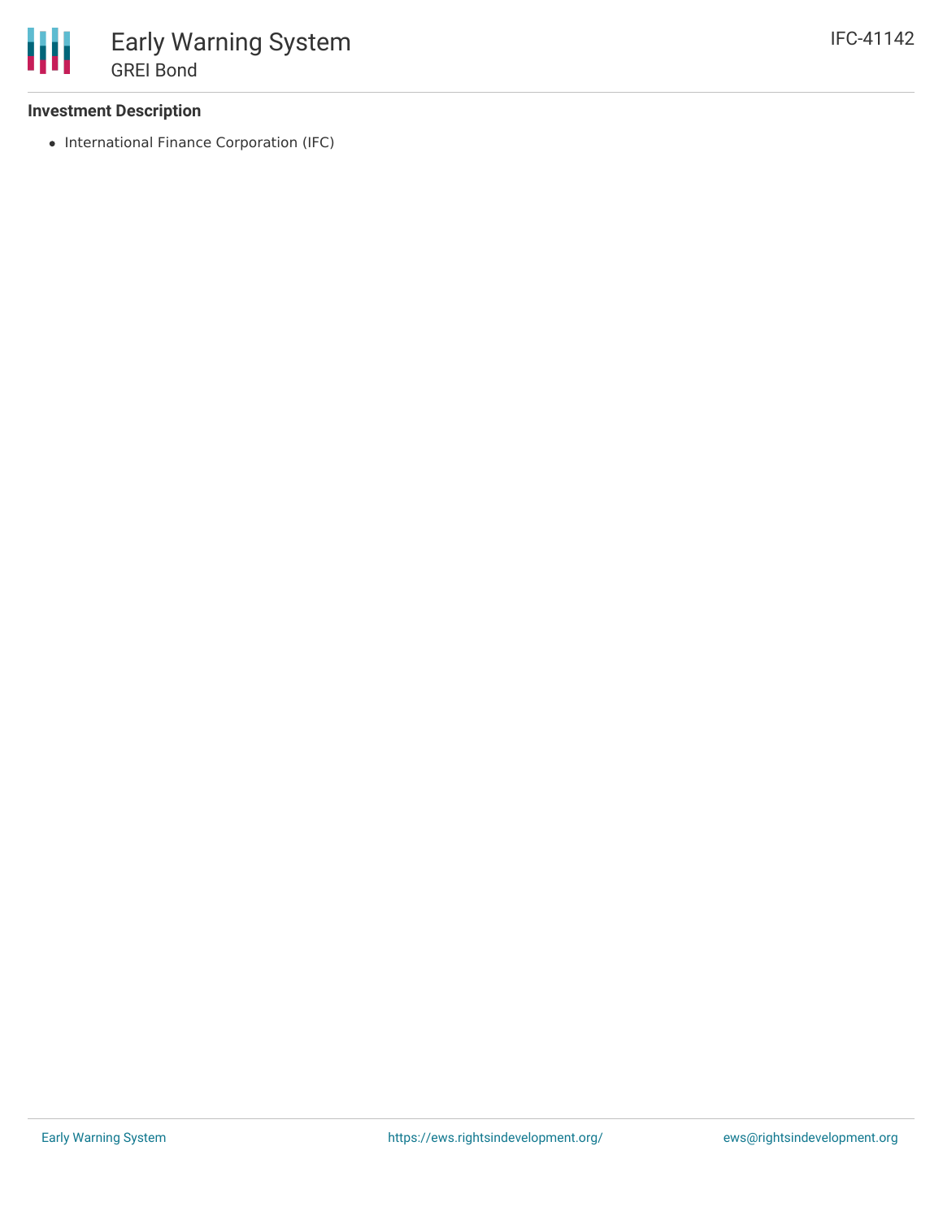**Investment Description**

- International Finance Corporation (IFC)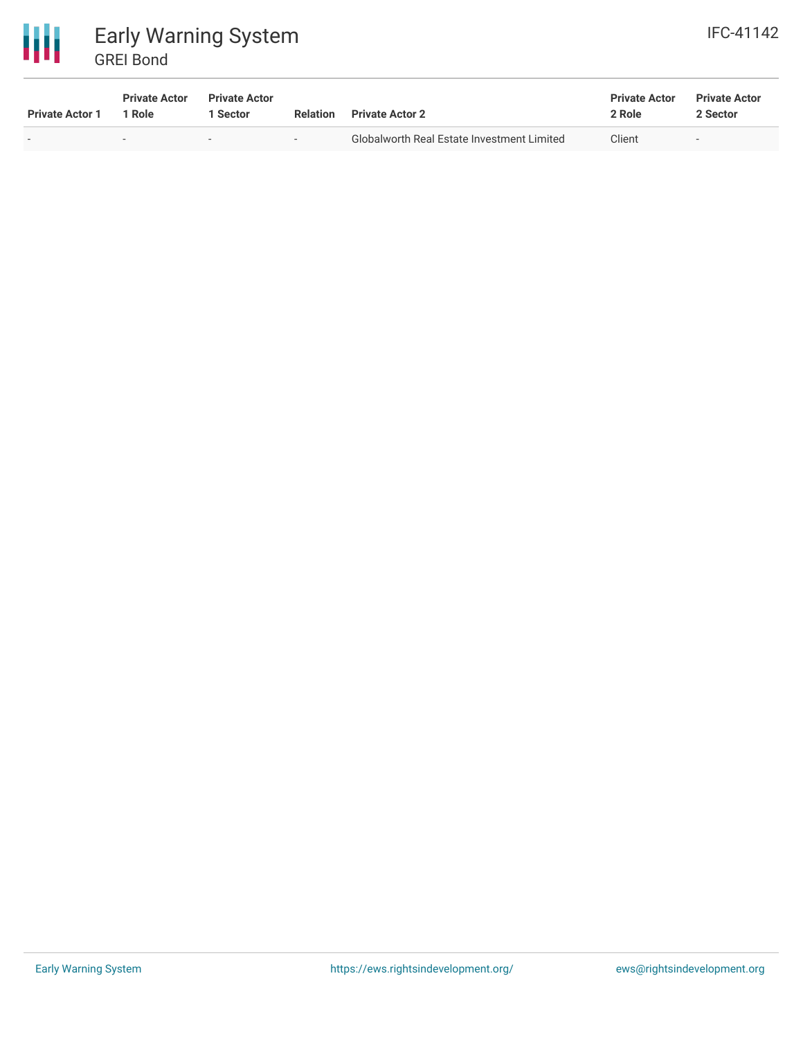| Private Actor 1 | Private Actor 1 Role | Private Actor 1 Sector | Relation | Private Actor 2 | Private Actor 2 Role | Private Actor 2 Sector |
|---|---|---|---|---|---|---|
| - | - | - | - | Globalworth Real Estate Investment Limited | Client | - |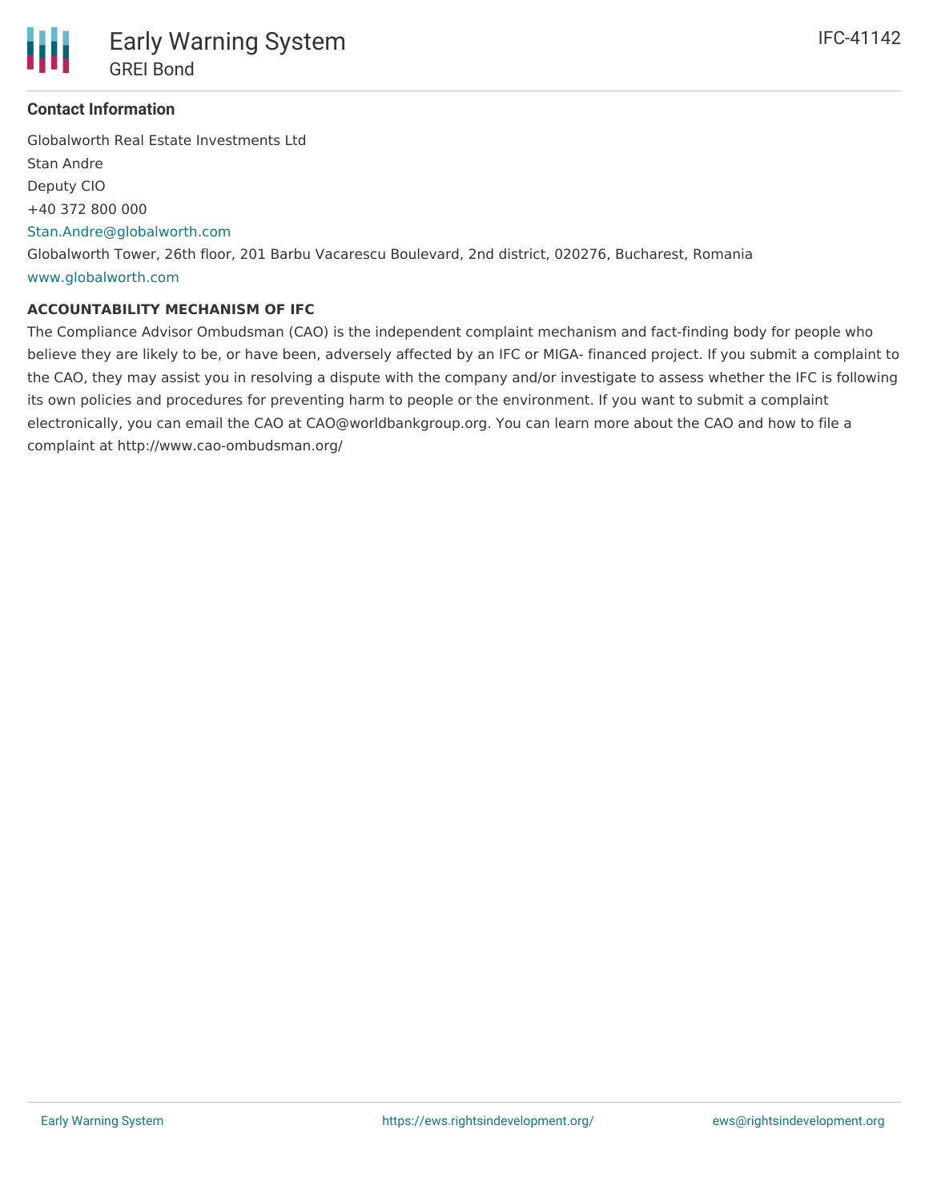**Contact Information**

Globalworth Real Estate Investments Ltd

Stan Andre

Deputy CIO

+40 372 800 000

Stan.Andre@globalworth.com

Globalworth Tower, 26th floor, 201 Barbu Vacarescu Boulevard, 2nd district, 020276, Bucharest, Romania

www.globalworth.com

**ACCOUNTABILITY MECHANISM OF IFC**

The Compliance Advisor Ombudsman (CAO) is the independent complaint mechanism and fact-finding body for people who believe they are likely to be, or have been, adversely affected by an IFC or MIGA- financed project. If you submit a complaint to the CAO, they may assist you in resolving a dispute with the company and/or investigate to assess whether the IFC is following its own policies and procedures for preventing harm to people or the environment. If you want to submit a complaint electronically, you can email the CAO at CAO@worldbankgroup.org. You can learn more about the CAO and how to file a complaint at http://www.cao-ombudsman.org/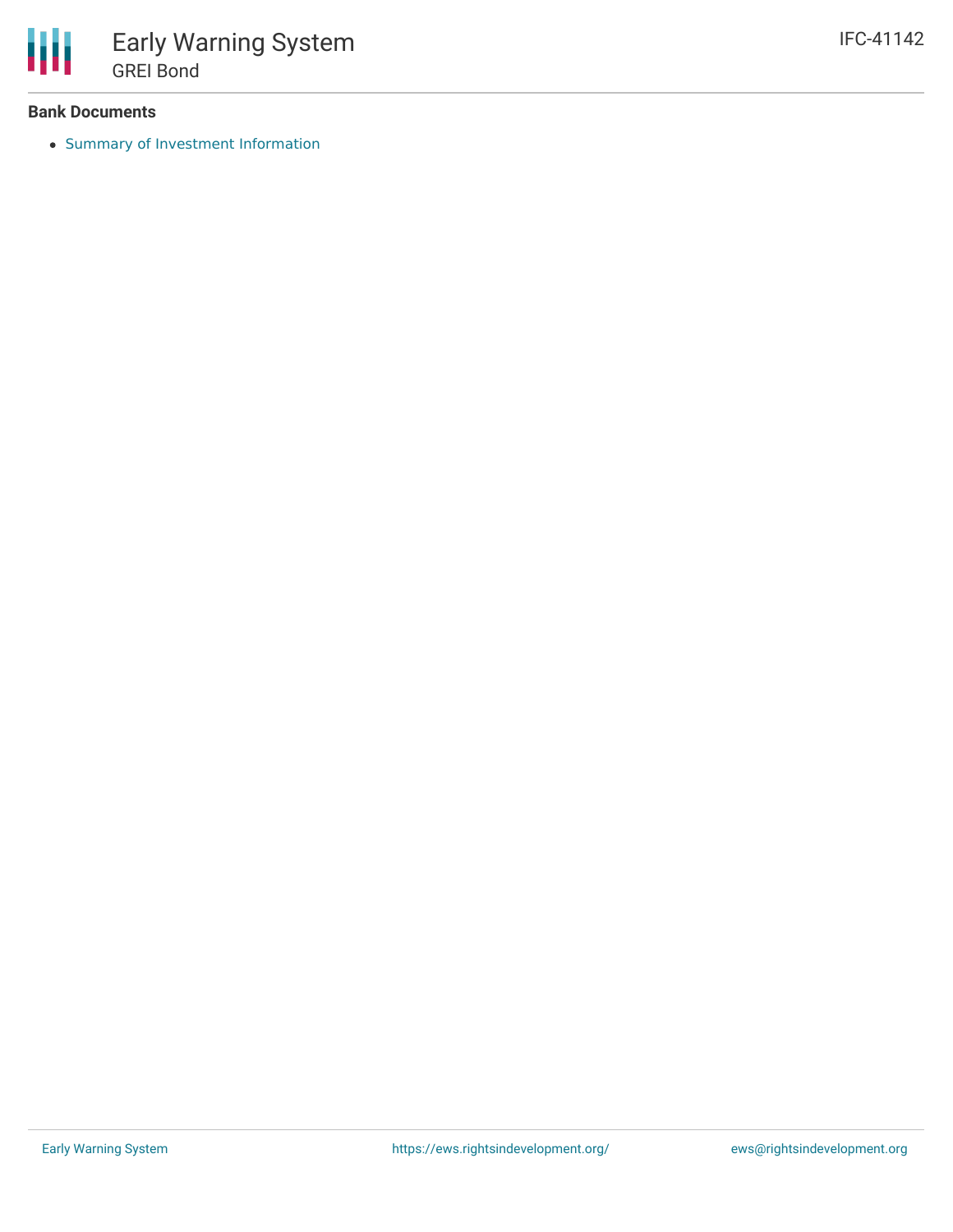**Bank Documents**

- Summary of Investment Information